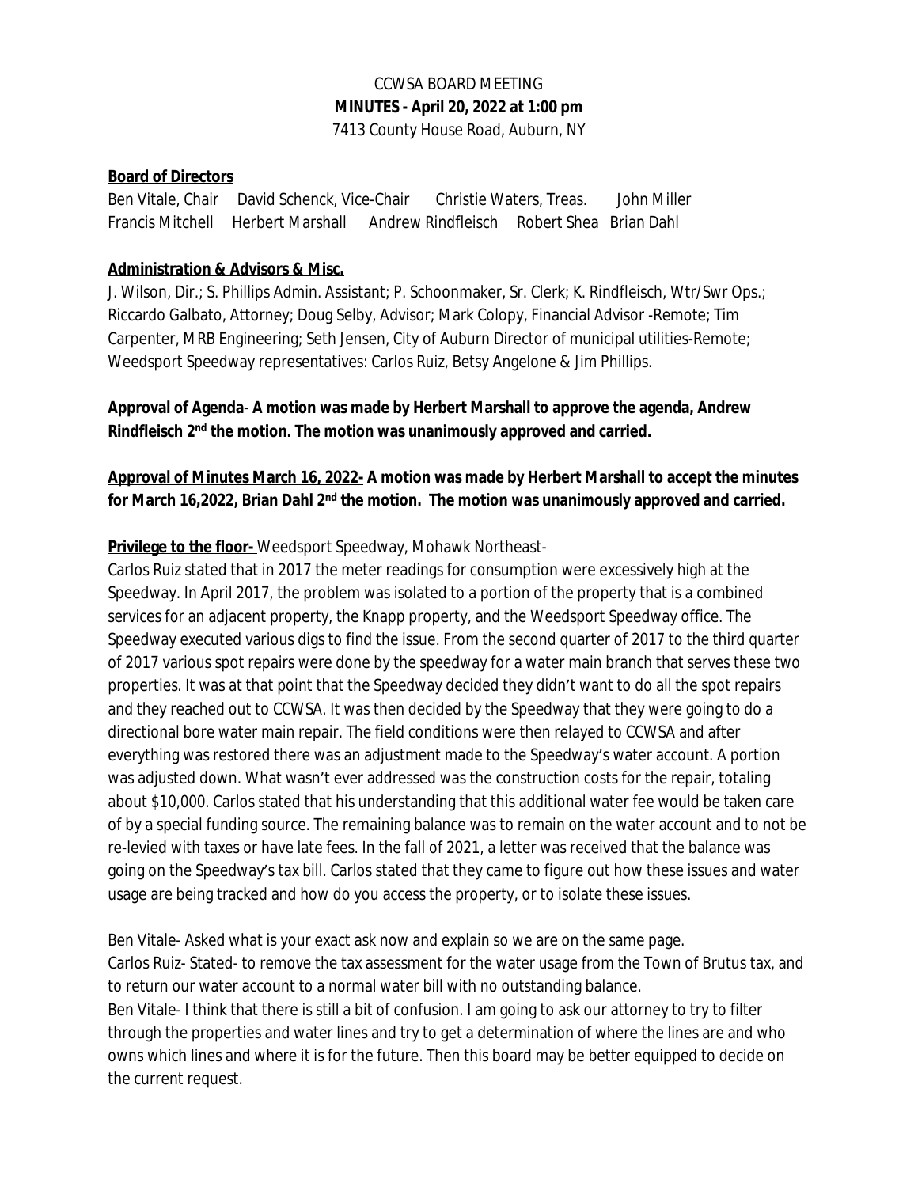CCWSA BOARD MEETING
**MINUTES - April 20, 2022 at 1:00 pm**
7413 County House Road, Auburn, NY

**Board of Directors**

Ben Vitale, Chair   David Schenck, Vice-Chair   Christie Waters, Treas.   John Miller
Francis Mitchell   Herbert Marshall   Andrew Rindfleisch   Robert Shea   Brian Dahl

**Administration & Advisors & Misc.**

J. Wilson, Dir.; S. Phillips Admin. Assistant; P. Schoonmaker, Sr. Clerk; K. Rindfleisch, Wtr/Swr Ops.; Riccardo Galbato, Attorney; Doug Selby, Advisor; Mark Colopy, Financial Advisor -Remote; Tim Carpenter, MRB Engineering; Seth Jensen, City of Auburn Director of municipal utilities-Remote; Weedsport Speedway representatives: Carlos Ruiz, Betsy Angelone & Jim Phillips.

**Approval of Agenda- A motion was made by Herbert Marshall to approve the agenda, Andrew Rindfleisch 2nd the motion. The motion was unanimously approved and carried.**

**Approval of Minutes March 16, 2022- A motion was made by Herbert Marshall to accept the minutes for March 16,2022, Brian Dahl 2nd the motion. The motion was unanimously approved and carried.**

**Privilege to the floor-** Weedsport Speedway, Mohawk Northeast-

Carlos Ruiz stated that in 2017 the meter readings for consumption were excessively high at the Speedway. In April 2017, the problem was isolated to a portion of the property that is a combined services for an adjacent property, the Knapp property, and the Weedsport Speedway office. The Speedway executed various digs to find the issue. From the second quarter of 2017 to the third quarter of 2017 various spot repairs were done by the speedway for a water main branch that serves these two properties. It was at that point that the Speedway decided they didn't want to do all the spot repairs and they reached out to CCWSA. It was then decided by the Speedway that they were going to do a directional bore water main repair. The field conditions were then relayed to CCWSA and after everything was restored there was an adjustment made to the Speedway's water account. A portion was adjusted down. What wasn't ever addressed was the construction costs for the repair, totaling about $10,000. Carlos stated that his understanding that this additional water fee would be taken care of by a special funding source. The remaining balance was to remain on the water account and to not be re-levied with taxes or have late fees. In the fall of 2021, a letter was received that the balance was going on the Speedway's tax bill. Carlos stated that they came to figure out how these issues and water usage are being tracked and how do you access the property, or to isolate these issues.

Ben Vitale- Asked what is your exact ask now and explain so we are on the same page.
Carlos Ruiz- Stated- to remove the tax assessment for the water usage from the Town of Brutus tax, and to return our water account to a normal water bill with no outstanding balance.
Ben Vitale- I think that there is still a bit of confusion. I am going to ask our attorney to try to filter through the properties and water lines and try to get a determination of where the lines are and who owns which lines and where it is for the future. Then this board may be better equipped to decide on the current request.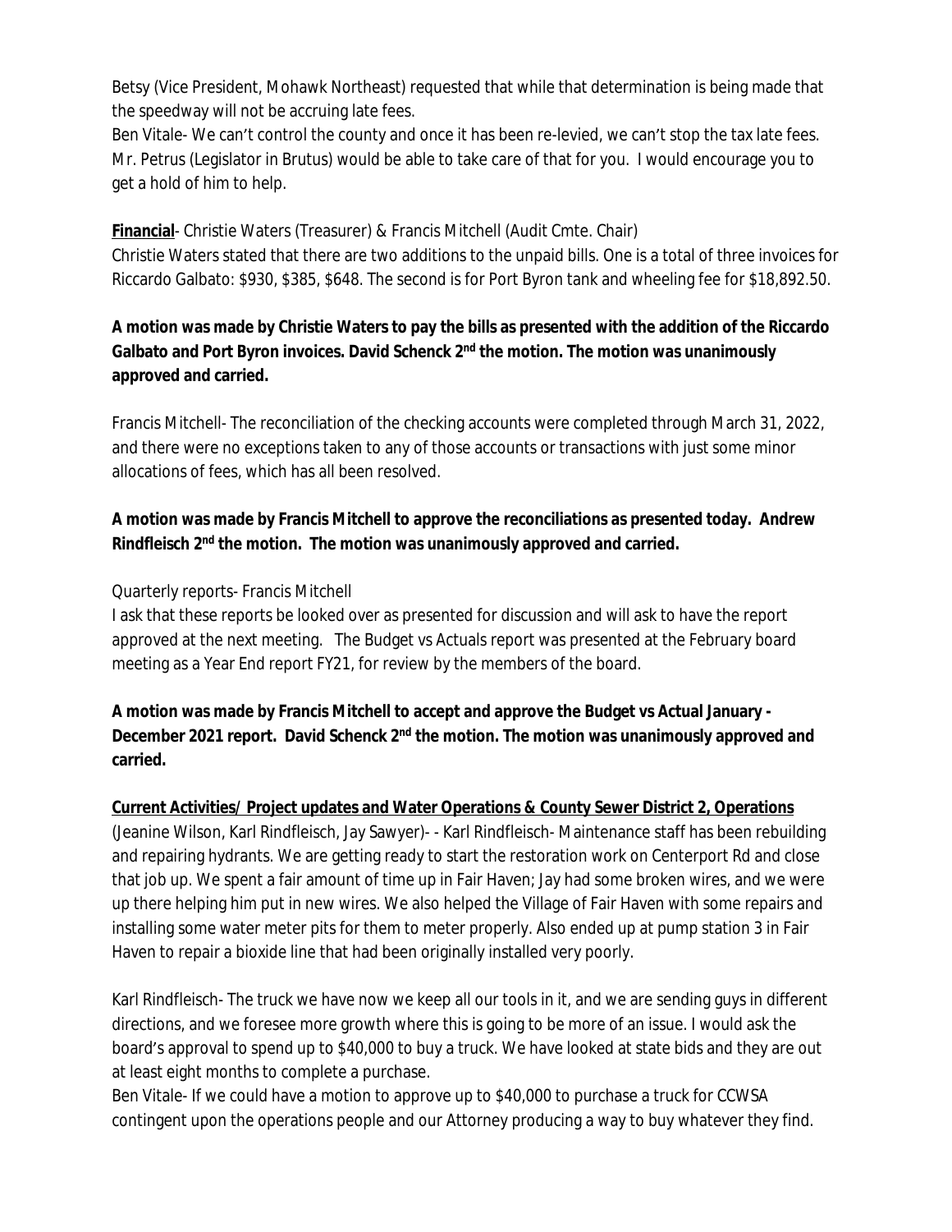Betsy (Vice President, Mohawk Northeast) requested that while that determination is being made that the speedway will not be accruing late fees.

Ben Vitale- We can't control the county and once it has been re-levied, we can't stop the tax late fees. Mr. Petrus (Legislator in Brutus) would be able to take care of that for you. I would encourage you to get a hold of him to help.

**Financial**- Christie Waters (Treasurer) & Francis Mitchell (Audit Cmte. Chair)

Christie Waters stated that there are two additions to the unpaid bills. One is a total of three invoices for Riccardo Galbato: $930, $385, $648. The second is for Port Byron tank and wheeling fee for $18,892.50.

**A motion was made by Christie Waters to pay the bills as presented with the addition of the Riccardo Galbato and Port Byron invoices. David Schenck 2nd the motion. The motion was unanimously approved and carried.**

Francis Mitchell- The reconciliation of the checking accounts were completed through March 31, 2022, and there were no exceptions taken to any of those accounts or transactions with just some minor allocations of fees, which has all been resolved.

**A motion was made by Francis Mitchell to approve the reconciliations as presented today. Andrew Rindfleisch 2nd the motion. The motion was unanimously approved and carried.**

Quarterly reports- Francis Mitchell

I ask that these reports be looked over as presented for discussion and will ask to have the report approved at the next meeting. The Budget vs Actuals report was presented at the February board meeting as a Year End report FY21, for review by the members of the board.

**A motion was made by Francis Mitchell to accept and approve the Budget vs Actual January - December 2021 report. David Schenck 2nd the motion. The motion was unanimously approved and carried.**

**Current Activities/ Project updates and Water Operations & County Sewer District 2, Operations**

(Jeanine Wilson, Karl Rindfleisch, Jay Sawyer)- - Karl Rindfleisch- Maintenance staff has been rebuilding and repairing hydrants. We are getting ready to start the restoration work on Centerport Rd and close that job up. We spent a fair amount of time up in Fair Haven; Jay had some broken wires, and we were up there helping him put in new wires. We also helped the Village of Fair Haven with some repairs and installing some water meter pits for them to meter properly. Also ended up at pump station 3 in Fair Haven to repair a bioxide line that had been originally installed very poorly.

Karl Rindfleisch- The truck we have now we keep all our tools in it, and we are sending guys in different directions, and we foresee more growth where this is going to be more of an issue. I would ask the board's approval to spend up to $40,000 to buy a truck. We have looked at state bids and they are out at least eight months to complete a purchase.

Ben Vitale- If we could have a motion to approve up to $40,000 to purchase a truck for CCWSA contingent upon the operations people and our Attorney producing a way to buy whatever they find.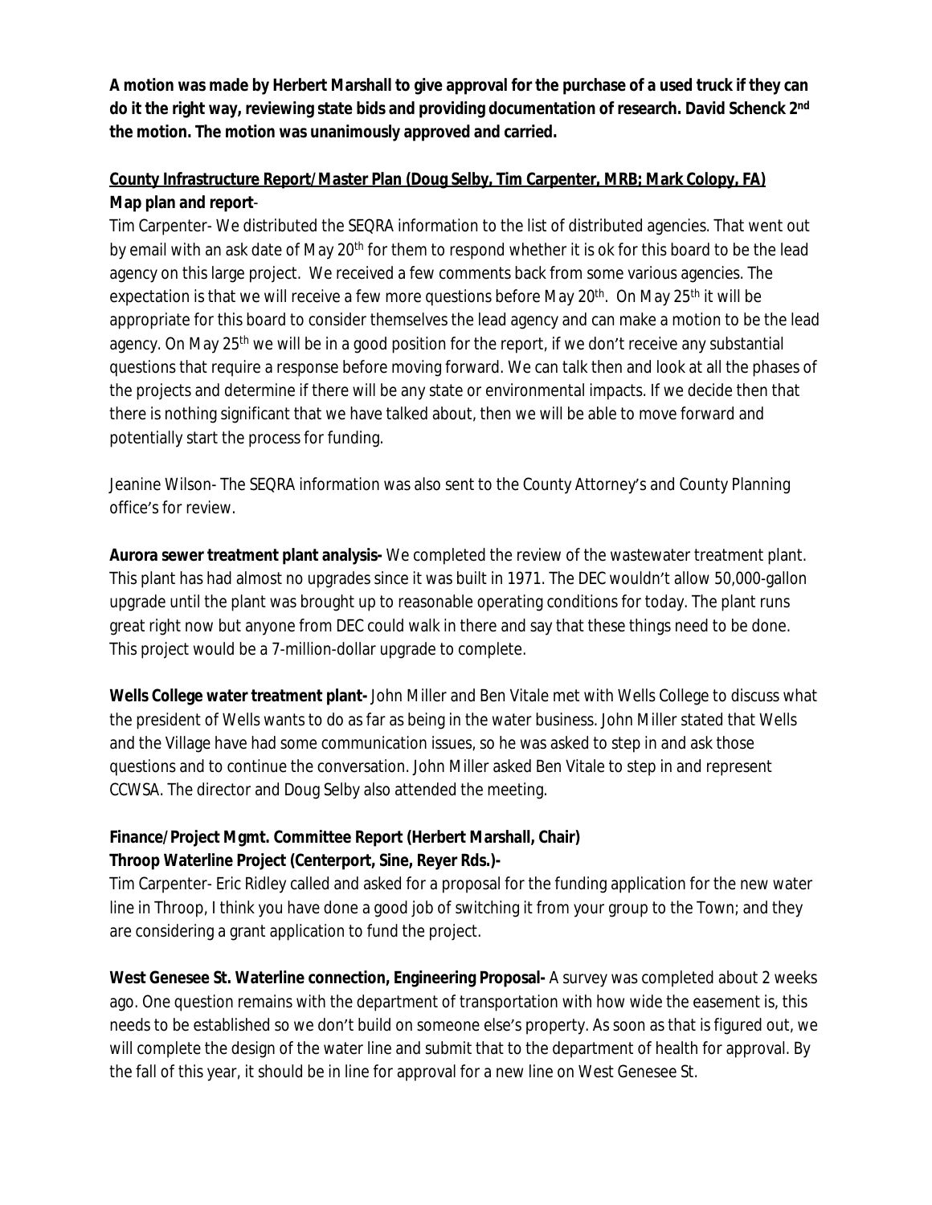**A motion was made by Herbert Marshall to give approval for the purchase of a used truck if they can do it the right way, reviewing state bids and providing documentation of research. David Schenck 2nd the motion. The motion was unanimously approved and carried.**

**County Infrastructure Report/Master Plan (Doug Selby, Tim Carpenter, MRB; Mark Colopy, FA)**

**Map plan and report**-

Tim Carpenter- We distributed the SEQRA information to the list of distributed agencies. That went out by email with an ask date of May 20th for them to respond whether it is ok for this board to be the lead agency on this large project. We received a few comments back from some various agencies. The expectation is that we will receive a few more questions before May 20th. On May 25th it will be appropriate for this board to consider themselves the lead agency and can make a motion to be the lead agency. On May 25th we will be in a good position for the report, if we don't receive any substantial questions that require a response before moving forward. We can talk then and look at all the phases of the projects and determine if there will be any state or environmental impacts. If we decide then that there is nothing significant that we have talked about, then we will be able to move forward and potentially start the process for funding.

Jeanine Wilson- The SEQRA information was also sent to the County Attorney's and County Planning office's for review.

**Aurora sewer treatment plant analysis-** We completed the review of the wastewater treatment plant. This plant has had almost no upgrades since it was built in 1971. The DEC wouldn't allow 50,000-gallon upgrade until the plant was brought up to reasonable operating conditions for today. The plant runs great right now but anyone from DEC could walk in there and say that these things need to be done. This project would be a 7-million-dollar upgrade to complete.

**Wells College water treatment plant-** John Miller and Ben Vitale met with Wells College to discuss what the president of Wells wants to do as far as being in the water business. John Miller stated that Wells and the Village have had some communication issues, so he was asked to step in and ask those questions and to continue the conversation. John Miller asked Ben Vitale to step in and represent CCWSA. The director and Doug Selby also attended the meeting.

**Finance/Project Mgmt. Committee Report (Herbert Marshall, Chair)**

**Throop Waterline Project (Centerport, Sine, Reyer Rds.)-**

Tim Carpenter- Eric Ridley called and asked for a proposal for the funding application for the new water line in Throop, I think you have done a good job of switching it from your group to the Town; and they are considering a grant application to fund the project.

**West Genesee St. Waterline connection, Engineering Proposal-** A survey was completed about 2 weeks ago. One question remains with the department of transportation with how wide the easement is, this needs to be established so we don't build on someone else's property. As soon as that is figured out, we will complete the design of the water line and submit that to the department of health for approval. By the fall of this year, it should be in line for approval for a new line on West Genesee St.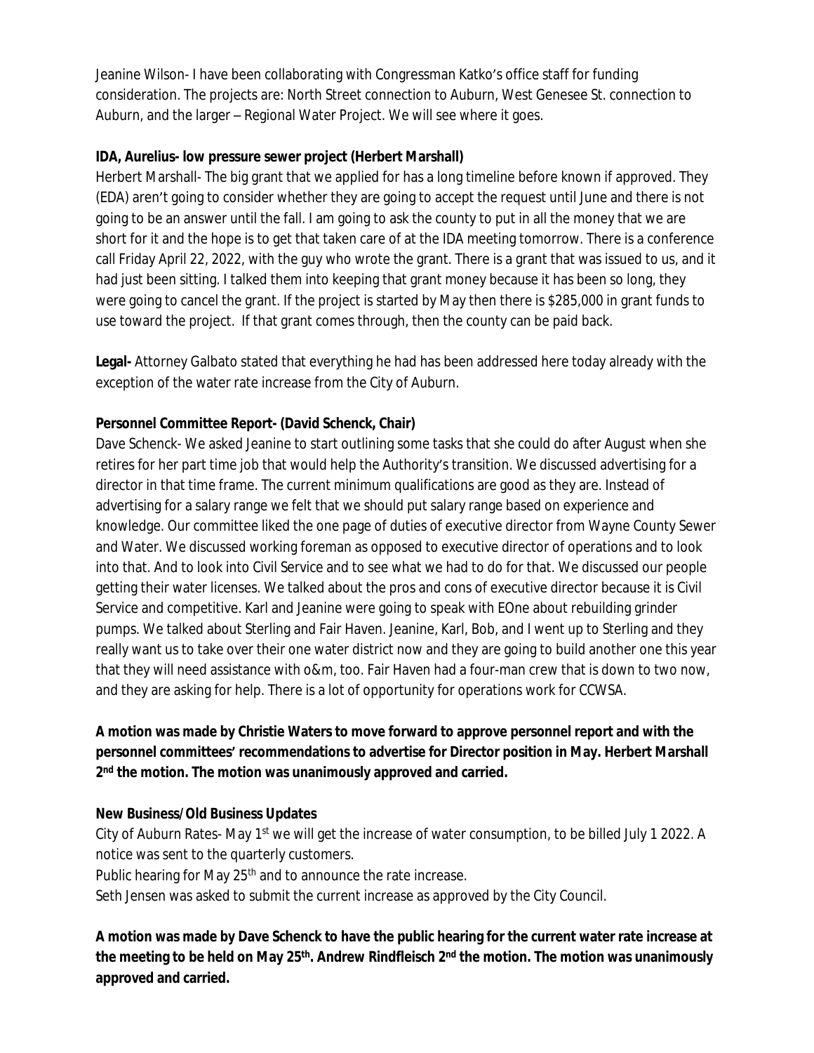Jeanine Wilson- I have been collaborating with Congressman Katko's office staff for funding consideration. The projects are: North Street connection to Auburn, West Genesee St. connection to Auburn, and the larger – Regional Water Project. We will see where it goes.

**IDA, Aurelius- low pressure sewer project (Herbert Marshall)**

Herbert Marshall- The big grant that we applied for has a long timeline before known if approved. They (EDA) aren't going to consider whether they are going to accept the request until June and there is not going to be an answer until the fall. I am going to ask the county to put in all the money that we are short for it and the hope is to get that taken care of at the IDA meeting tomorrow. There is a conference call Friday April 22, 2022, with the guy who wrote the grant. There is a grant that was issued to us, and it had just been sitting. I talked them into keeping that grant money because it has been so long, they were going to cancel the grant. If the project is started by May then there is $285,000 in grant funds to use toward the project. If that grant comes through, then the county can be paid back.

**Legal-** Attorney Galbato stated that everything he had has been addressed here today already with the exception of the water rate increase from the City of Auburn.

**Personnel Committee Report- (David Schenck, Chair)**

Dave Schenck- We asked Jeanine to start outlining some tasks that she could do after August when she retires for her part time job that would help the Authority's transition. We discussed advertising for a director in that time frame. The current minimum qualifications are good as they are. Instead of advertising for a salary range we felt that we should put salary range based on experience and knowledge. Our committee liked the one page of duties of executive director from Wayne County Sewer and Water. We discussed working foreman as opposed to executive director of operations and to look into that. And to look into Civil Service and to see what we had to do for that. We discussed our people getting their water licenses. We talked about the pros and cons of executive director because it is Civil Service and competitive. Karl and Jeanine were going to speak with EOne about rebuilding grinder pumps. We talked about Sterling and Fair Haven. Jeanine, Karl, Bob, and I went up to Sterling and they really want us to take over their one water district now and they are going to build another one this year that they will need assistance with o&m, too. Fair Haven had a four-man crew that is down to two now, and they are asking for help. There is a lot of opportunity for operations work for CCWSA.

**A motion was made by Christie Waters to move forward to approve personnel report and with the personnel committees' recommendations to advertise for Director position in May. Herbert Marshall 2nd the motion. The motion was unanimously approved and carried.**

**New Business/Old Business Updates**

City of Auburn Rates- May 1st we will get the increase of water consumption, to be billed July 1 2022. A notice was sent to the quarterly customers.

Public hearing for May 25th and to announce the rate increase.

Seth Jensen was asked to submit the current increase as approved by the City Council.

**A motion was made by Dave Schenck to have the public hearing for the current water rate increase at the meeting to be held on May 25th. Andrew Rindfleisch 2nd the motion. The motion was unanimously approved and carried.**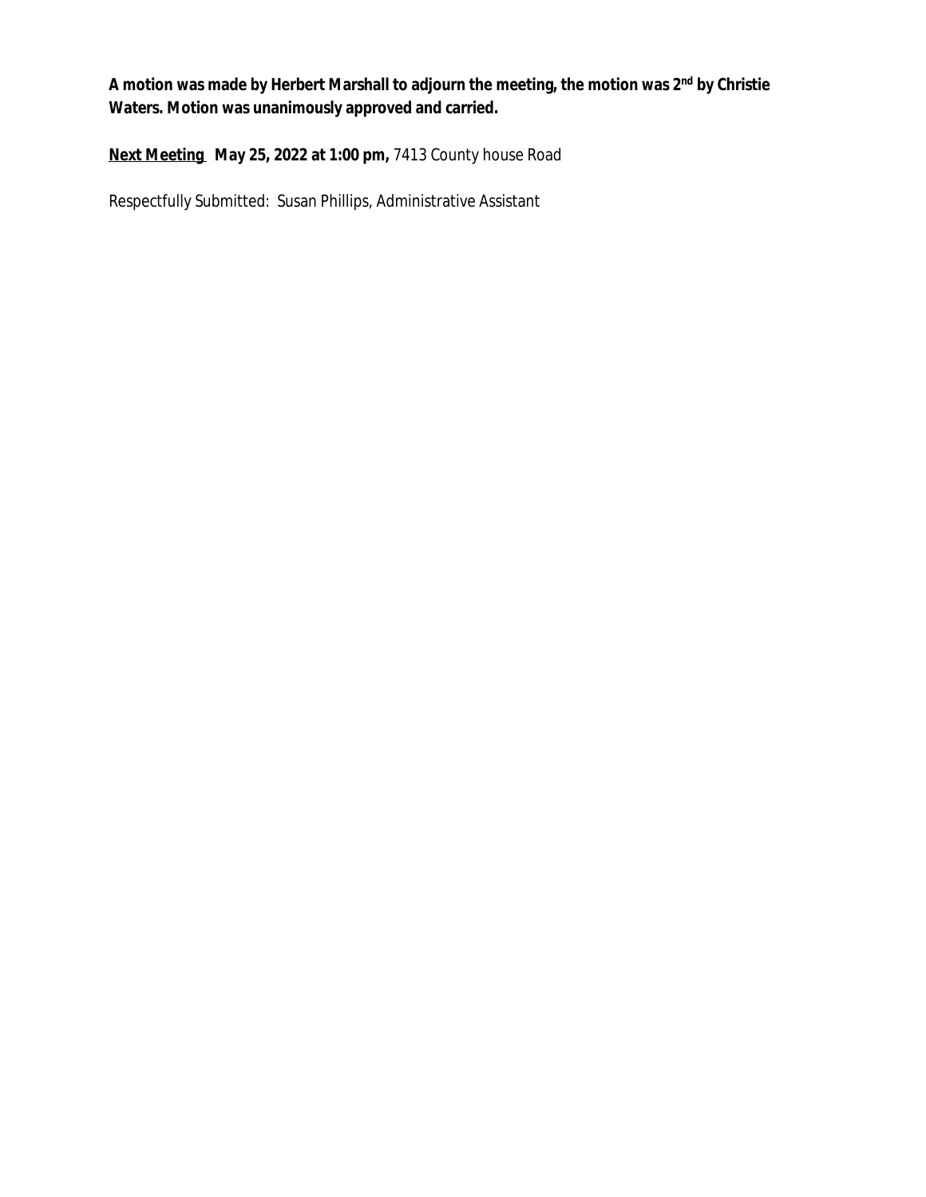**A motion was made by Herbert Marshall to adjourn the meeting, the motion was 2nd by Christie Waters. Motion was unanimously approved and carried.**

**Next Meeting** **May 25, 2022 at 1:00 pm,** 7413 County house Road

Respectfully Submitted: Susan Phillips, Administrative Assistant